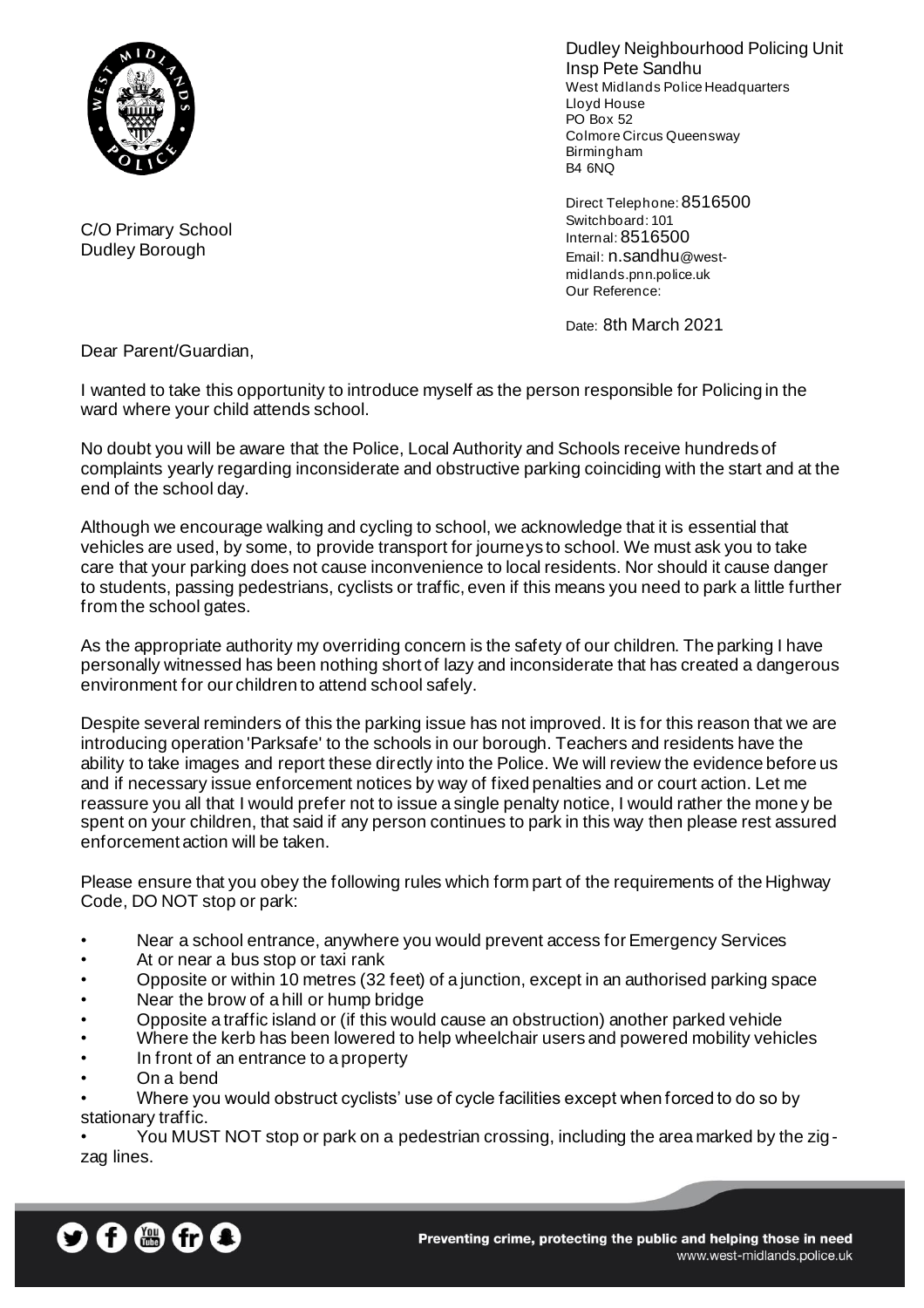Dudley Neighbourhood Policing Unit
Insp Pete Sandhu
West Midlands Police Headquarters
Lloyd House
PO Box 52
Colmore Circus Queensway
Birmingham
B4 6NQ

Direct Telephone: 8516500
Switchboard: 101
Internal: 8516500
Email: n.sandhu@west-midlands.pnn.police.uk
Our Reference:

Date: 8th March 2021

C/O Primary School
Dudley Borough

Dear Parent/Guardian,

I wanted to take this opportunity to introduce myself as the person responsible for Policing in the ward where your child attends school.

No doubt you will be aware that the Police, Local Authority and Schools receive hundreds of complaints yearly regarding inconsiderate and obstructive parking coinciding with the start and at the end of the school day.

Although we encourage walking and cycling to school, we acknowledge that it is essential that vehicles are used, by some, to provide transport for journeys to school. We must ask you to take care that your parking does not cause inconvenience to local residents. Nor should it cause danger to students, passing pedestrians, cyclists or traffic, even if this means you need to park a little further from the school gates.

As the appropriate authority my overriding concern is the safety of our children. The parking I have personally witnessed has been nothing short of lazy and inconsiderate that has created a dangerous environment for our children to attend school safely.

Despite several reminders of this the parking issue has not improved. It is for this reason that we are introducing operation 'Parksafe' to the schools in our borough. Teachers and residents have the ability to take images and report these directly into the Police. We will review the evidence before us and if necessary issue enforcement notices by way of fixed penalties and or court action. Let me reassure you all that I would prefer not to issue a single penalty notice, I would rather the money be spent on your children, that said if any person continues to park in this way then please rest assured enforcement action will be taken.

Please ensure that you obey the following rules which form part of the requirements of the Highway Code, DO NOT stop or park:

- Near a school entrance, anywhere you would prevent access for Emergency Services
- At or near a bus stop or taxi rank
- Opposite or within 10 metres (32 feet) of a junction, except in an authorised parking space
- Near the brow of a hill or hump bridge
- Opposite a traffic island or (if this would cause an obstruction) another parked vehicle
- Where the kerb has been lowered to help wheelchair users and powered mobility vehicles
- In front of an entrance to a property
- On a bend
- Where you would obstruct cyclists' use of cycle facilities except when forced to do so by stationary traffic.
- You MUST NOT stop or park on a pedestrian crossing, including the area marked by the zig-zag lines.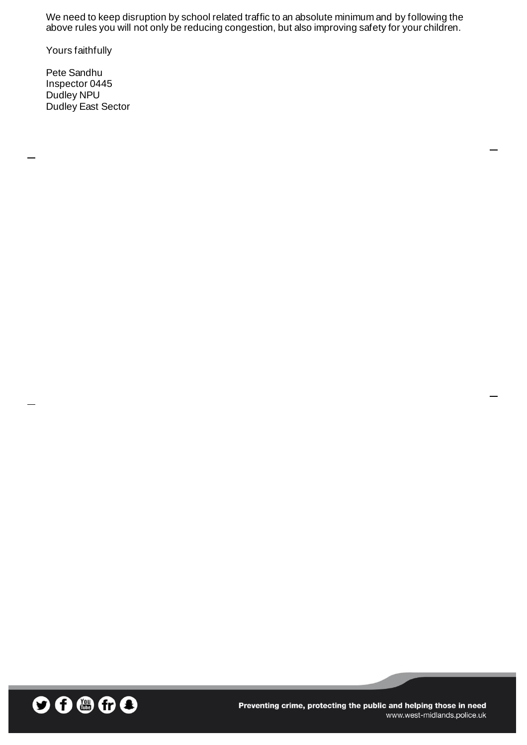We need to keep disruption by school related traffic to an absolute minimum and by following the above rules you will not only be reducing congestion, but also improving safety for your children.

Yours faithfully

Pete Sandhu
Inspector 0445
Dudley NPU
Dudley East Sector